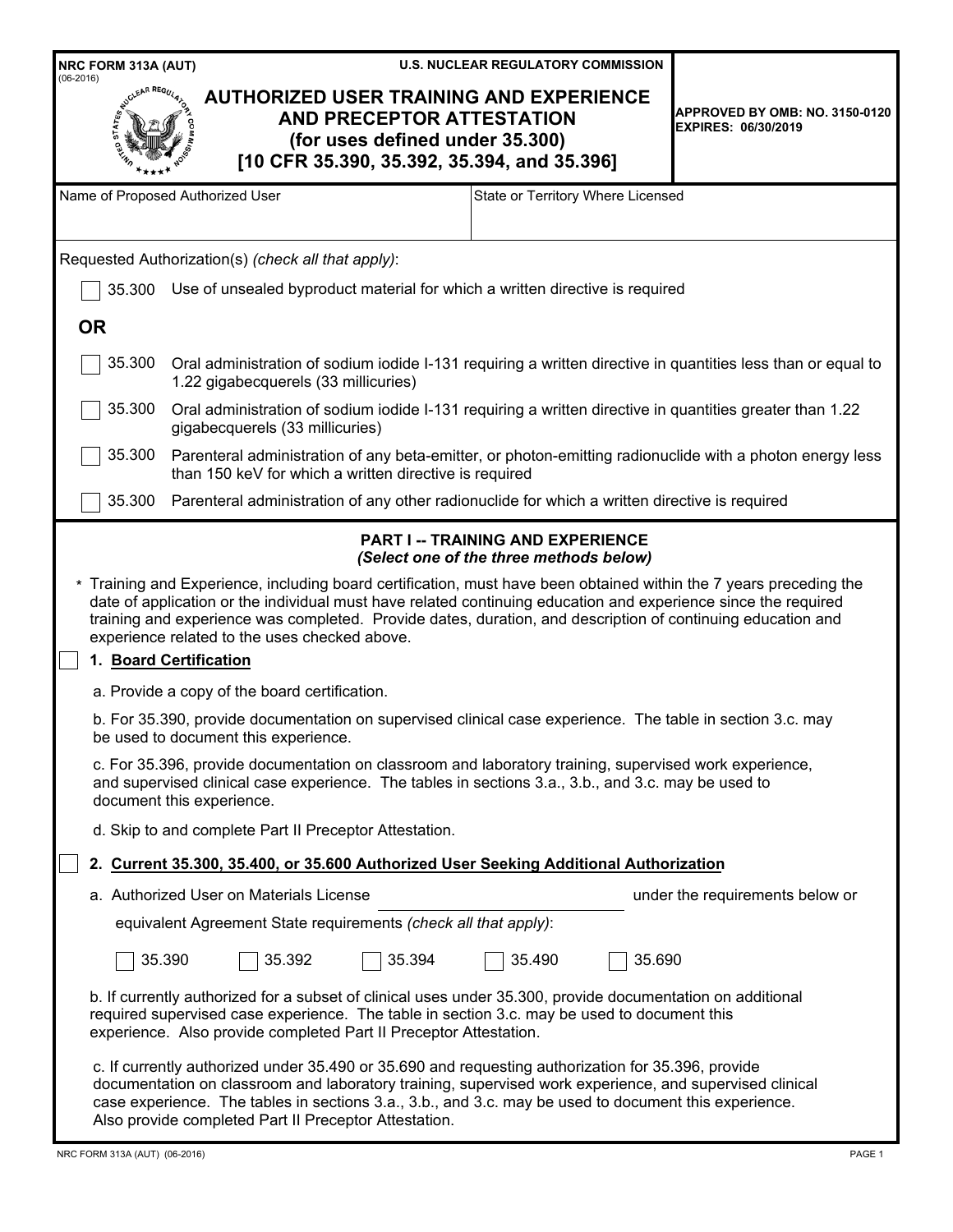NRC FORM 313A (AUT)
(06-2016)

U.S. NUCLEAR REGULATORY COMMISSION

APPROVED BY OMB: NO. 3150-0120
EXPIRES: 06/30/2019

# AUTHORIZED USER TRAINING AND EXPERIENCE AND PRECEPTOR ATTESTATION
## (for uses defined under 35.300)
## [10 CFR 35.390, 35.392, 35.394, and 35.396]

| Name of Proposed Authorized User | State or Territory Where Licensed |
|---|---|
| | |

Requested Authorization(s) *(check all that apply)*:

☐ 35.300 Use of unsealed byproduct material for which a written directive is required

**OR**

☐ 35.300 Oral administration of sodium iodide I-131 requiring a written directive in quantities less than or equal to 1.22 gigabecquerels (33 millicuries)

☐ 35.300 Oral administration of sodium iodide I-131 requiring a written directive in quantities greater than 1.22 gigabecquerels (33 millicuries)

☐ 35.300 Parenteral administration of any beta-emitter, or photon-emitting radionuclide with a photon energy less than 150 keV for which a written directive is required

☐ 35.300 Parenteral administration of any other radionuclide for which a written directive is required

## PART I -- TRAINING AND EXPERIENCE
*(Select one of the three methods below)*

\* Training and Experience, including board certification, must have been obtained within the 7 years preceding the date of application or the individual must have related continuing education and experience since the required training and experience was completed. Provide dates, duration, and description of continuing education and experience related to the uses checked above.

☐ **1. Board Certification**

a. Provide a copy of the board certification.

b. For 35.390, provide documentation on supervised clinical case experience. The table in section 3.c. may be used to document this experience.

c. For 35.396, provide documentation on classroom and laboratory training, supervised work experience, and supervised clinical case experience. The tables in sections 3.a., 3.b., and 3.c. may be used to document this experience.

d. Skip to and complete Part II Preceptor Attestation.

☐ **2. Current 35.300, 35.400, or 35.600 Authorized User Seeking Additional Authorization**

a. Authorized User on Materials License \_\_\_\_\_\_\_\_\_\_\_\_\_\_\_\_\_\_\_\_ under the requirements below or equivalent Agreement State requirements *(check all that apply)*:

☐ 35.390 ☐ 35.392 ☐ 35.394 ☐ 35.490 ☐ 35.690

b. If currently authorized for a subset of clinical uses under 35.300, provide documentation on additional required supervised case experience. The table in section 3.c. may be used to document this experience. Also provide completed Part II Preceptor Attestation.

c. If currently authorized under 35.490 or 35.690 and requesting authorization for 35.396, provide documentation on classroom and laboratory training, supervised work experience, and supervised clinical case experience. The tables in sections 3.a., 3.b., and 3.c. may be used to document this experience. Also provide completed Part II Preceptor Attestation.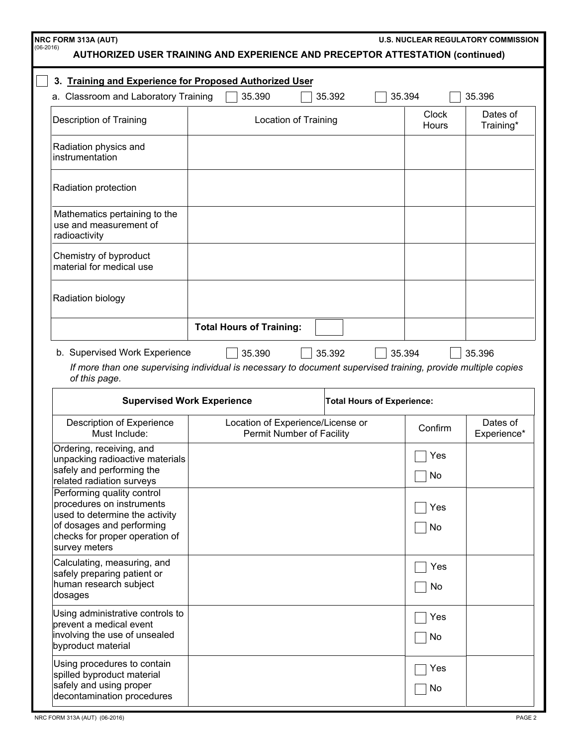**NRC FORM 313A (AUT)** (06-2016) **U.S. NUCLEAR REGULATORY COMMISSION**

## AUTHORIZED USER TRAINING AND EXPERIENCE AND PRECEPTOR ATTESTATION (continued)

☐ **3. Training and Experience for Proposed Authorized User**

a. Classroom and Laboratory Training ☐ 35.390 ☐ 35.392 ☐ 35.394 ☐ 35.396

| Description of Training | Location of Training | Clock Hours | Dates of Training* |
|---|---|---|---|
| Radiation physics and instrumentation | | | |
| Radiation protection | | | |
| Mathematics pertaining to the use and measurement of radioactivity | | | |
| Chemistry of byproduct material for medical use | | | |
| Radiation biology | | | |
| | **Total Hours of Training:** | | |

b. Supervised Work Experience ☐ 35.390 ☐ 35.392 ☐ 35.394 ☐ 35.396

*If more than one supervising individual is necessary to document supervised training, provide multiple copies of this page.*

| **Supervised Work Experience** | **Total Hours of Experience:** | | |
|---|---|---|---|
| Description of Experience Must Include: | Location of Experience/License or Permit Number of Facility | Confirm | Dates of Experience* |
| Ordering, receiving, and unpacking radioactive materials safely and performing the related radiation surveys | | ☐ Yes ☐ No | |
| Performing quality control procedures on instruments used to determine the activity of dosages and performing checks for proper operation of survey meters | | ☐ Yes ☐ No | |
| Calculating, measuring, and safely preparing patient or human research subject dosages | | ☐ Yes ☐ No | |
| Using administrative controls to prevent a medical event involving the use of unsealed byproduct material | | ☐ Yes ☐ No | |
| Using procedures to contain spilled byproduct material safely and using proper decontamination procedures | | ☐ Yes ☐ No | |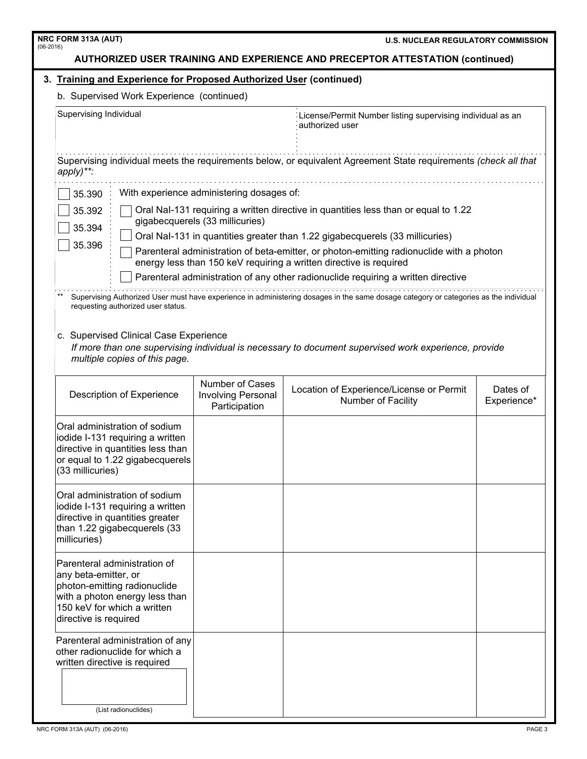## AUTHORIZED USER TRAINING AND EXPERIENCE AND PRECEPTOR ATTESTATION (continued)

### 3. Training and Experience for Proposed Authorized User (continued)

b. Supervised Work Experience (continued)

| Supervising Individual | License/Permit Number listing supervising individual as an authorized user |
|---|---|
| | |

Supervising individual meets the requirements below, or equivalent Agreement State requirements *(check all that apply)\*\*:*

- ☐ 35.390
- ☐ 35.392
- ☐ 35.394
- ☐ 35.396

With experience administering dosages of:

- ☐ Oral NaI-131 requiring a written directive in quantities less than or equal to 1.22 gigabecquerels (33 millicuries)
- ☐ Oral NaI-131 in quantities greater than 1.22 gigabecquerels (33 millicuries)
- ☐ Parenteral administration of beta-emitter, or photon-emitting radionuclide with a photon energy less than 150 keV requiring a written directive is required
- ☐ Parenteral administration of any other radionuclide requiring a written directive

\*\* Supervising Authorized User must have experience in administering dosages in the same dosage category or categories as the individual requesting authorized user status.

c. Supervised Clinical Case Experience

*If more than one supervising individual is necessary to document supervised work experience, provide multiple copies of this page.*

| Description of Experience | Number of Cases Involving Personal Participation | Location of Experience/License or Permit Number of Facility | Dates of Experience* |
|---|---|---|---|
| Oral administration of sodium iodide I-131 requiring a written directive in quantities less than or equal to 1.22 gigabecquerels (33 millicuries) | | | |
| Oral administration of sodium iodide I-131 requiring a written directive in quantities greater than 1.22 gigabecquerels (33 millicuries) | | | |
| Parenteral administration of any beta-emitter, or photon-emitting radionuclide with a photon energy less than 150 keV for which a written directive is required | | | |
| Parenteral administration of any other radionuclide for which a written directive is required (List radionuclides) | | | |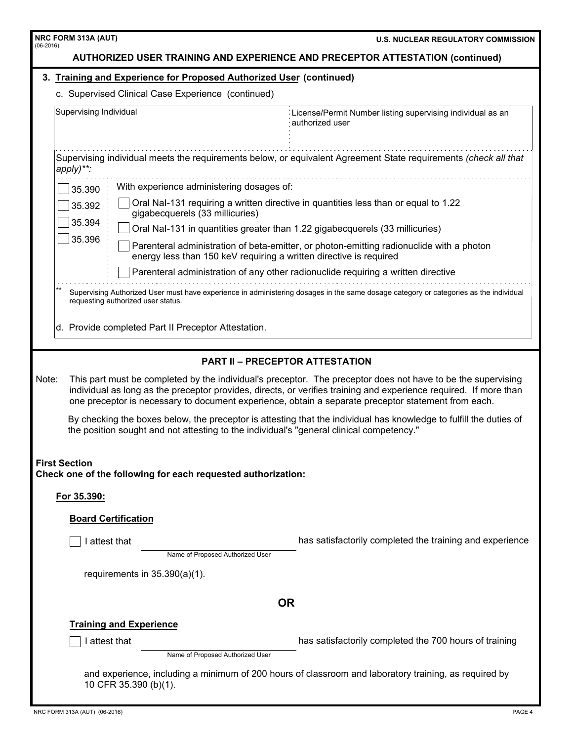## AUTHORIZED USER TRAINING AND EXPERIENCE AND PRECEPTOR ATTESTATION (continued)

**3. Training and Experience for Proposed Authorized User (continued)**

c. Supervised Clinical Case Experience (continued)

| Supervising Individual | License/Permit Number listing supervising individual as an authorized user |
|---|---|
| | |

Supervising individual meets the requirements below, or equivalent Agreement State requirements *(check all that apply)\*\*:*

☐ 35.390
☐ 35.392
☐ 35.394
☐ 35.396

With experience administering dosages of:

☐ Oral NaI-131 requiring a written directive in quantities less than or equal to 1.22 gigabecquerels (33 millicuries)

☐ Oral NaI-131 in quantities greater than 1.22 gigabecquerels (33 millicuries)

☐ Parenteral administration of beta-emitter, or photon-emitting radionuclide with a photon energy less than 150 keV requiring a written directive is required

☐ Parenteral administration of any other radionuclide requiring a written directive

\*\* Supervising Authorized User must have experience in administering dosages in the same dosage category or categories as the individual requesting authorized user status.

d. Provide completed Part II Preceptor Attestation.

## PART II – PRECEPTOR ATTESTATION

Note: This part must be completed by the individual's preceptor. The preceptor does not have to be the supervising individual as long as the preceptor provides, directs, or verifies training and experience required. If more than one preceptor is necessary to document experience, obtain a separate preceptor statement from each.

By checking the boxes below, the preceptor is attesting that the individual has knowledge to fulfill the duties of the position sought and not attesting to the individual's "general clinical competency."

**First Section**
**Check one of the following for each requested authorization:**

**For 35.390:**

**Board Certification**

☐ I attest that ______________________ (Name of Proposed Authorized User) has satisfactorily completed the training and experience requirements in 35.390(a)(1).

**OR**

**Training and Experience**

☐ I attest that ______________________ (Name of Proposed Authorized User) has satisfactorily completed the 700 hours of training and experience, including a minimum of 200 hours of classroom and laboratory training, as required by 10 CFR 35.390 (b)(1).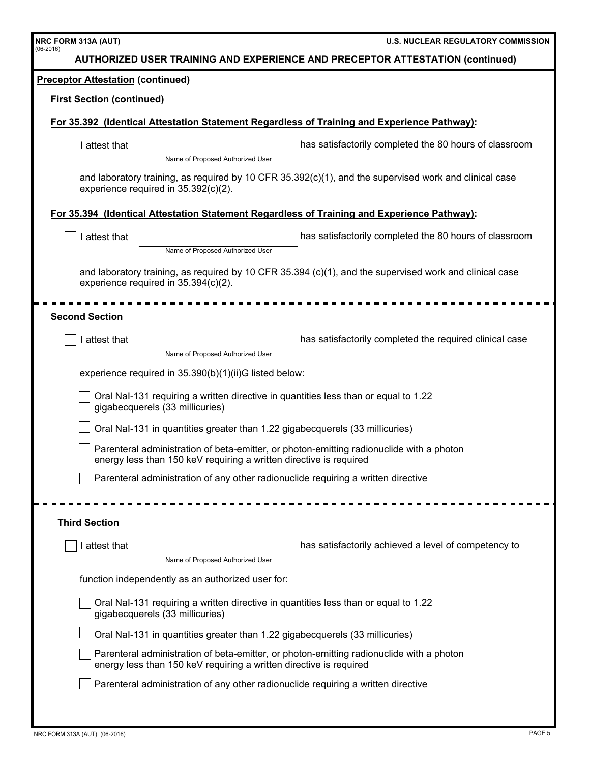## AUTHORIZED USER TRAINING AND EXPERIENCE AND PRECEPTOR ATTESTATION (continued)

**Preceptor Attestation (continued)**

**First Section (continued)**

**For 35.392 (Identical Attestation Statement Regardless of Training and Experience Pathway):**

☐ I attest that ______________________ (Name of Proposed Authorized User) has satisfactorily completed the 80 hours of classroom and laboratory training, as required by 10 CFR 35.392(c)(1), and the supervised work and clinical case experience required in 35.392(c)(2).

**For 35.394 (Identical Attestation Statement Regardless of Training and Experience Pathway):**

☐ I attest that ______________________ (Name of Proposed Authorized User) has satisfactorily completed the 80 hours of classroom and laboratory training, as required by 10 CFR 35.394 (c)(1), and the supervised work and clinical case experience required in 35.394(c)(2).

---

**Second Section**

☐ I attest that ______________________ (Name of Proposed Authorized User) has satisfactorily completed the required clinical case experience required in 35.390(b)(1)(ii)G listed below:

- ☐ Oral NaI-131 requiring a written directive in quantities less than or equal to 1.22 gigabecquerels (33 millicuries)
- ☐ Oral NaI-131 in quantities greater than 1.22 gigabecquerels (33 millicuries)
- ☐ Parenteral administration of beta-emitter, or photon-emitting radionuclide with a photon energy less than 150 keV requiring a written directive is required
- ☐ Parenteral administration of any other radionuclide requiring a written directive

---

**Third Section**

☐ I attest that ______________________ (Name of Proposed Authorized User) has satisfactorily achieved a level of competency to function independently as an authorized user for:

- ☐ Oral NaI-131 requiring a written directive in quantities less than or equal to 1.22 gigabecquerels (33 millicuries)
- ☐ Oral NaI-131 in quantities greater than 1.22 gigabecquerels (33 millicuries)
- ☐ Parenteral administration of beta-emitter, or photon-emitting radionuclide with a photon energy less than 150 keV requiring a written directive is required
- ☐ Parenteral administration of any other radionuclide requiring a written directive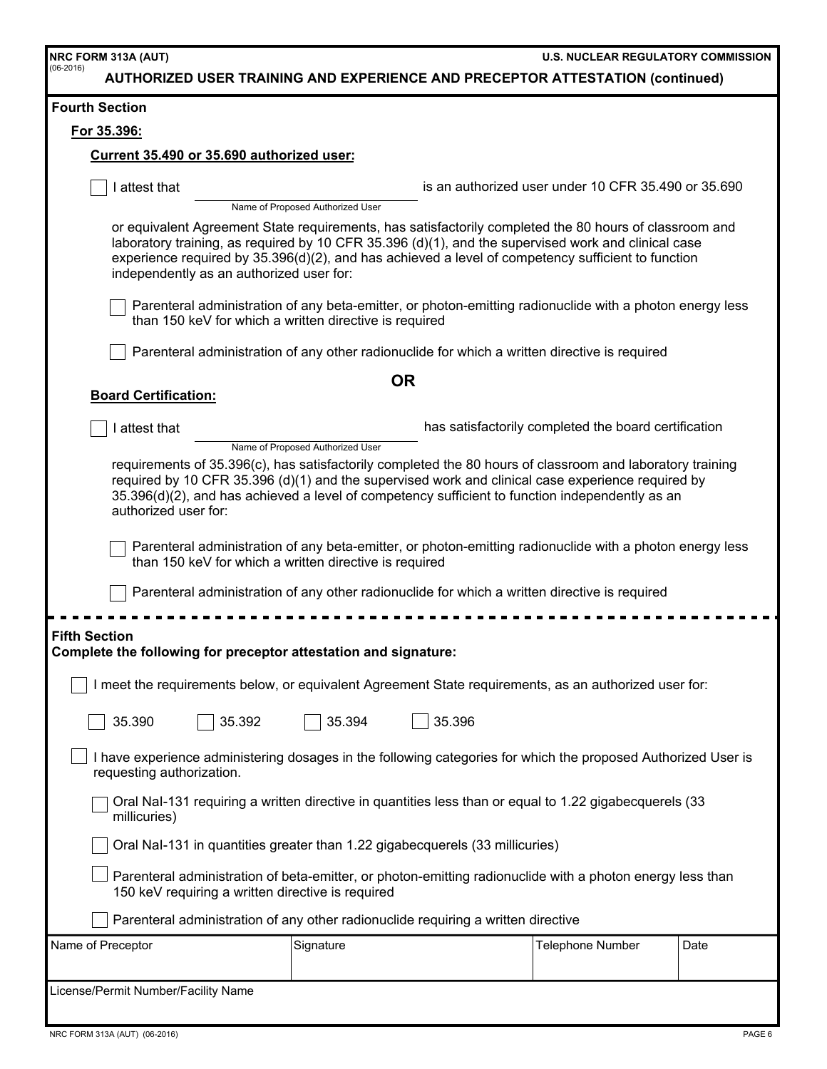NRC FORM 313A (AUT)
(06-2016)

U.S. NUCLEAR REGULATORY COMMISSION

**AUTHORIZED USER TRAINING AND EXPERIENCE AND PRECEPTOR ATTESTATION (continued)**

## Fourth Section

**For 35.396:**

**Current 35.490 or 35.690 authorized user:**

☐ I attest that ______________________ (Name of Proposed Authorized User) is an authorized user under 10 CFR 35.490 or 35.690 or equivalent Agreement State requirements, has satisfactorily completed the 80 hours of classroom and laboratory training, as required by 10 CFR 35.396 (d)(1), and the supervised work and clinical case experience required by 35.396(d)(2), and has achieved a level of competency sufficient to function independently as an authorized user for:

☐ Parenteral administration of any beta-emitter, or photon-emitting radionuclide with a photon energy less than 150 keV for which a written directive is required

☐ Parenteral administration of any other radionuclide for which a written directive is required

**OR**

**Board Certification:**

☐ I attest that ______________________ (Name of Proposed Authorized User) has satisfactorily completed the board certification requirements of 35.396(c), has satisfactorily completed the 80 hours of classroom and laboratory training required by 10 CFR 35.396 (d)(1) and the supervised work and clinical case experience required by 35.396(d)(2), and has achieved a level of competency sufficient to function independently as an authorized user for:

☐ Parenteral administration of any beta-emitter, or photon-emitting radionuclide with a photon energy less than 150 keV for which a written directive is required

☐ Parenteral administration of any other radionuclide for which a written directive is required

## Fifth Section

**Complete the following for preceptor attestation and signature:**

☐ I meet the requirements below, or equivalent Agreement State requirements, as an authorized user for:

☐ 35.390 ☐ 35.392 ☐ 35.394 ☐ 35.396

☐ I have experience administering dosages in the following categories for which the proposed Authorized User is requesting authorization.

☐ Oral NaI-131 requiring a written directive in quantities less than or equal to 1.22 gigabecquerels (33 millicuries)

☐ Oral NaI-131 in quantities greater than 1.22 gigabecquerels (33 millicuries)

☐ Parenteral administration of beta-emitter, or photon-emitting radionuclide with a photon energy less than 150 keV requiring a written directive is required

☐ Parenteral administration of any other radionuclide requiring a written directive

| Name of Preceptor | Signature | Telephone Number | Date |
|---|---|---|---|
| | | | |

| License/Permit Number/Facility Name |
|---|
| |